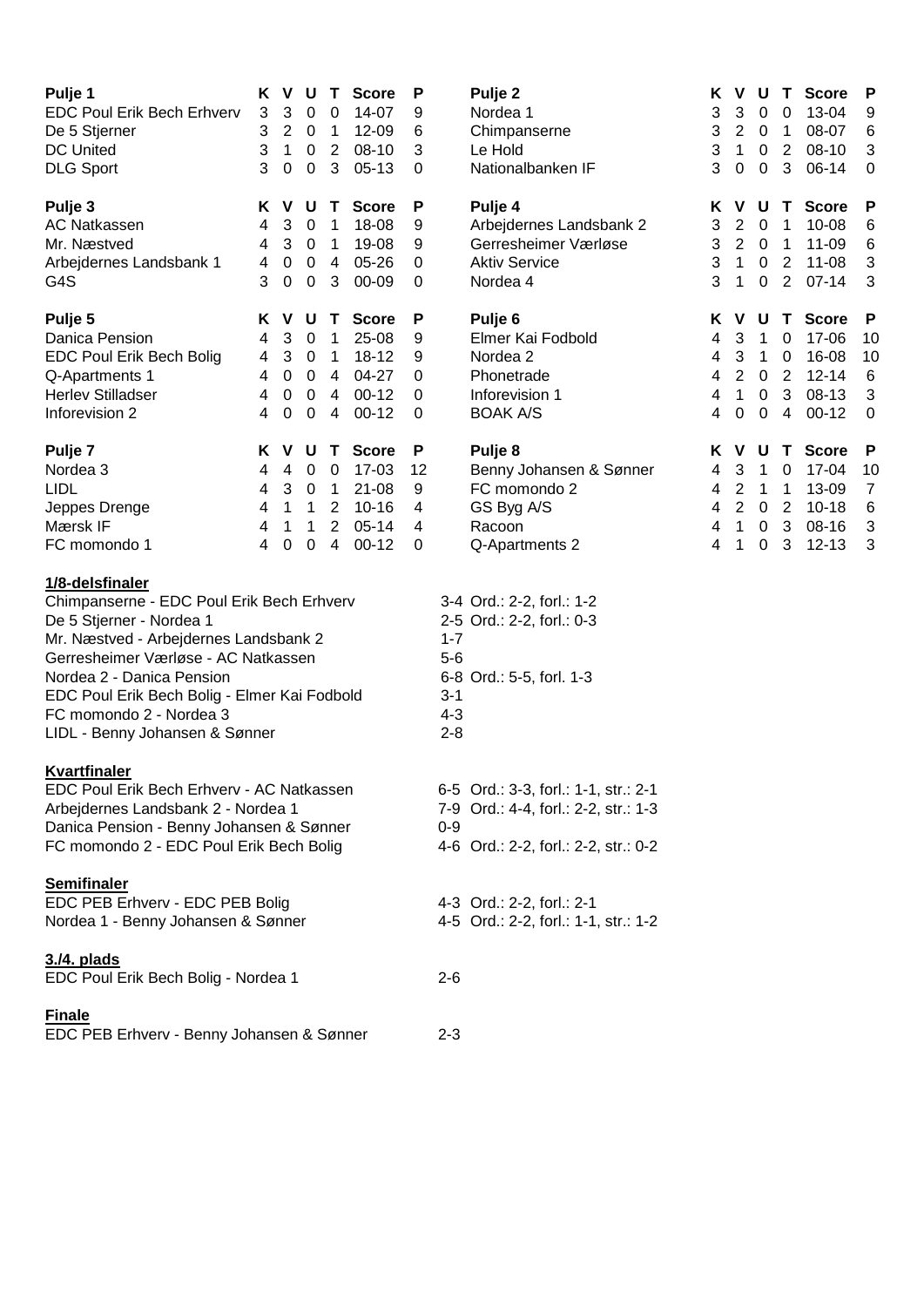| Pulje 1 | K | V | U | T | Score | P |
|---|---|---|---|---|---|---|
| EDC Poul Erik Bech Erhverv | 3 | 3 | 0 | 0 | 14-07 | 9 |
| De 5 Stjerner | 3 | 2 | 0 | 1 | 12-09 | 6 |
| DC United | 3 | 1 | 0 | 2 | 08-10 | 3 |
| DLG Sport | 3 | 0 | 0 | 3 | 05-13 | 0 |

| Pulje 2 | K | V | U | T | Score | P |
|---|---|---|---|---|---|---|
| Nordea 1 | 3 | 3 | 0 | 0 | 13-04 | 9 |
| Chimpanserne | 3 | 2 | 0 | 1 | 08-07 | 6 |
| Le Hold | 3 | 1 | 0 | 2 | 08-10 | 3 |
| Nationalbanken IF | 3 | 0 | 0 | 3 | 06-14 | 0 |

| Pulje 3 | K | V | U | T | Score | P |
|---|---|---|---|---|---|---|
| AC Natkassen | 4 | 3 | 0 | 1 | 18-08 | 9 |
| Mr. Næstved | 4 | 3 | 0 | 1 | 19-08 | 9 |
| Arbejdernes Landsbank 1 | 4 | 0 | 0 | 4 | 05-26 | 0 |
| G4S | 3 | 0 | 0 | 3 | 00-09 | 0 |

| Pulje 4 | K | V | U | T | Score | P |
|---|---|---|---|---|---|---|
| Arbejdernes Landsbank 2 | 3 | 2 | 0 | 1 | 10-08 | 6 |
| Gerresheimer Værløse | 3 | 2 | 0 | 1 | 11-09 | 6 |
| Aktiv Service | 3 | 1 | 0 | 2 | 11-08 | 3 |
| Nordea 4 | 3 | 1 | 0 | 2 | 07-14 | 3 |

| Pulje 5 | K | V | U | T | Score | P |
|---|---|---|---|---|---|---|
| Danica Pension | 4 | 3 | 0 | 1 | 25-08 | 9 |
| EDC Poul Erik Bech Bolig | 4 | 3 | 0 | 1 | 18-12 | 9 |
| Q-Apartments 1 | 4 | 0 | 0 | 4 | 04-27 | 0 |
| Herlev Stilladser | 4 | 0 | 0 | 4 | 00-12 | 0 |
| Inforevision 2 | 4 | 0 | 0 | 4 | 00-12 | 0 |

| Pulje 6 | K | V | U | T | Score | P |
|---|---|---|---|---|---|---|
| Elmer Kai Fodbold | 4 | 3 | 1 | 0 | 17-06 | 10 |
| Nordea 2 | 4 | 3 | 1 | 0 | 16-08 | 10 |
| Phonetrade | 4 | 2 | 0 | 2 | 12-14 | 6 |
| Inforevision 1 | 4 | 1 | 0 | 3 | 08-13 | 3 |
| BOAK A/S | 4 | 0 | 0 | 4 | 00-12 | 0 |

| Pulje 7 | K | V | U | T | Score | P |
|---|---|---|---|---|---|---|
| Nordea 3 | 4 | 4 | 0 | 0 | 17-03 | 12 |
| LIDL | 4 | 3 | 0 | 1 | 21-08 | 9 |
| Jeppes Drenge | 4 | 1 | 1 | 2 | 10-16 | 4 |
| Mærsk IF | 4 | 1 | 1 | 2 | 05-14 | 4 |
| FC momondo 1 | 4 | 0 | 0 | 4 | 00-12 | 0 |

| Pulje 8 | K | V | U | T | Score | P |
|---|---|---|---|---|---|---|
| Benny Johansen & Sønner | 4 | 3 | 1 | 0 | 17-04 | 10 |
| FC momondo 2 | 4 | 2 | 1 | 1 | 13-09 | 7 |
| GS Byg A/S | 4 | 2 | 0 | 2 | 10-18 | 6 |
| Racoon | 4 | 1 | 0 | 3 | 08-16 | 3 |
| Q-Apartments 2 | 4 | 1 | 0 | 3 | 12-13 | 3 |

**1/8-delsfinaler**

| Kamp | Resultat |
|---|---|
| Chimpanserne - EDC Poul Erik Bech Erhverv | 3-4 Ord.: 2-2, forl.: 1-2 |
| De 5 Stjerner - Nordea 1 | 2-5 Ord.: 2-2, forl.: 0-3 |
| Mr. Næstved - Arbejdernes Landsbank 2 | 1-7 |
| Gerresheimer Værløse - AC Natkassen | 5-6 |
| Nordea 2 - Danica Pension | 6-8 Ord.: 5-5, forl. 1-3 |
| EDC Poul Erik Bech Bolig - Elmer Kai Fodbold | 3-1 |
| FC momondo 2 - Nordea 3 | 4-3 |
| LIDL - Benny Johansen & Sønner | 2-8 |

**Kvartfinaler**

| Kamp | Resultat |
|---|---|
| EDC Poul Erik Bech Erhverv - AC Natkassen | 6-5 Ord.: 3-3, forl.: 1-1, str.: 2-1 |
| Arbejdernes Landsbank 2 - Nordea 1 | 7-9 Ord.: 4-4, forl.: 2-2, str.: 1-3 |
| Danica Pension - Benny Johansen & Sønner | 0-9 |
| FC momondo 2 - EDC Poul Erik Bech Bolig | 4-6 Ord.: 2-2, forl.: 2-2, str.: 0-2 |

**Semifinaler**

| Kamp | Resultat |
|---|---|
| EDC PEB Erhverv - EDC PEB Bolig | 4-3 Ord.: 2-2, forl.: 2-1 |
| Nordea 1 - Benny Johansen & Sønner | 4-5 Ord.: 2-2, forl.: 1-1, str.: 1-2 |

**3./4. plads**

| Kamp | Resultat |
|---|---|
| EDC Poul Erik Bech Bolig - Nordea 1 | 2-6 |

**Finale**

| Kamp | Resultat |
|---|---|
| EDC PEB Erhverv - Benny Johansen & Sønner | 2-3 |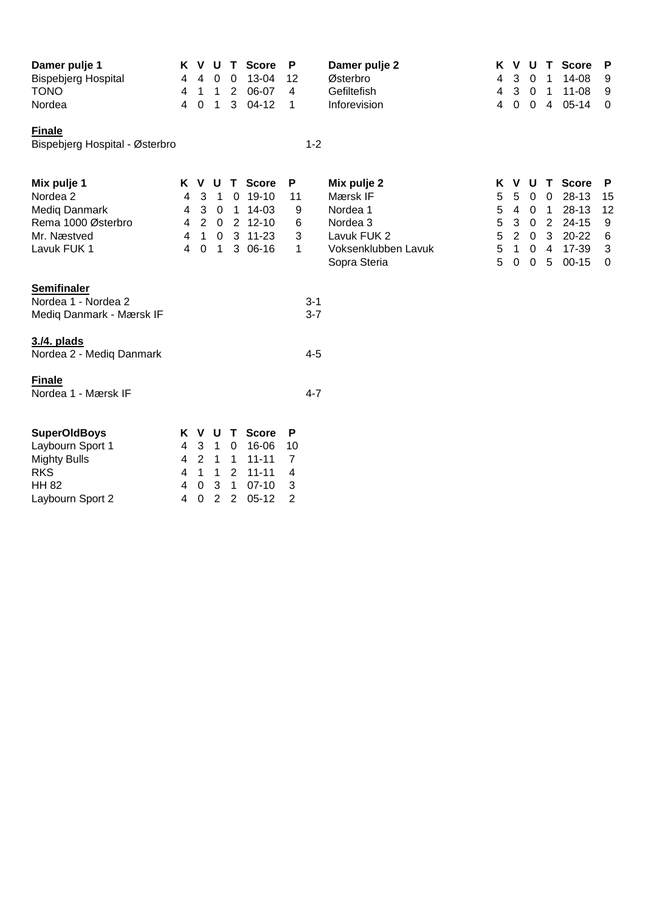| Damer pulje 1 | K | V | U | T | Score | P |
|---|---|---|---|---|---|---|
| Bispebjerg Hospital | 4 | 4 | 0 | 0 | 13-04 | 12 |
| TONO | 4 | 1 | 1 | 2 | 06-07 | 4 |
| Nordea | 4 | 0 | 1 | 3 | 04-12 | 1 |

| Damer pulje 2 | K | V | U | T | Score | P |
|---|---|---|---|---|---|---|
| Østerbro | 4 | 3 | 0 | 1 | 14-08 | 9 |
| Gefiltefish | 4 | 3 | 0 | 1 | 11-08 | 9 |
| Inforevision | 4 | 0 | 0 | 4 | 05-14 | 0 |

**Finale**

Bispebjerg Hospital - Østerbro 1-2

| Mix pulje 1 | K | V | U | T | Score | P |
|---|---|---|---|---|---|---|
| Nordea 2 | 4 | 3 | 1 | 0 | 19-10 | 11 |
| Mediq Danmark | 4 | 3 | 0 | 1 | 14-03 | 9 |
| Rema 1000 Østerbro | 4 | 2 | 0 | 2 | 12-10 | 6 |
| Mr. Næstved | 4 | 1 | 0 | 3 | 11-23 | 3 |
| Lavuk FUK 1 | 4 | 0 | 1 | 3 | 06-16 | 1 |

| Mix pulje 2 | K | V | U | T | Score | P |
|---|---|---|---|---|---|---|
| Mærsk IF | 5 | 5 | 0 | 0 | 28-13 | 15 |
| Nordea 1 | 5 | 4 | 0 | 1 | 28-13 | 12 |
| Nordea 3 | 5 | 3 | 0 | 2 | 24-15 | 9 |
| Lavuk FUK 2 | 5 | 2 | 0 | 3 | 20-22 | 6 |
| Voksenklubben Lavuk | 5 | 1 | 0 | 4 | 17-39 | 3 |
| Sopra Steria | 5 | 0 | 0 | 5 | 00-15 | 0 |

**Semifinaler**

Nordea 1 - Nordea 2 3-1

Mediq Danmark - Mærsk IF 3-7

**3./4. plads**

Nordea 2 - Mediq Danmark 4-5

**Finale**

Nordea 1 - Mærsk IF 4-7

| SuperOldBoys | K | V | U | T | Score | P |
|---|---|---|---|---|---|---|
| Laybourn Sport 1 | 4 | 3 | 1 | 0 | 16-06 | 10 |
| Mighty Bulls | 4 | 2 | 1 | 1 | 11-11 | 7 |
| RKS | 4 | 1 | 1 | 2 | 11-11 | 4 |
| HH 82 | 4 | 0 | 3 | 1 | 07-10 | 3 |
| Laybourn Sport 2 | 4 | 0 | 2 | 2 | 05-12 | 2 |